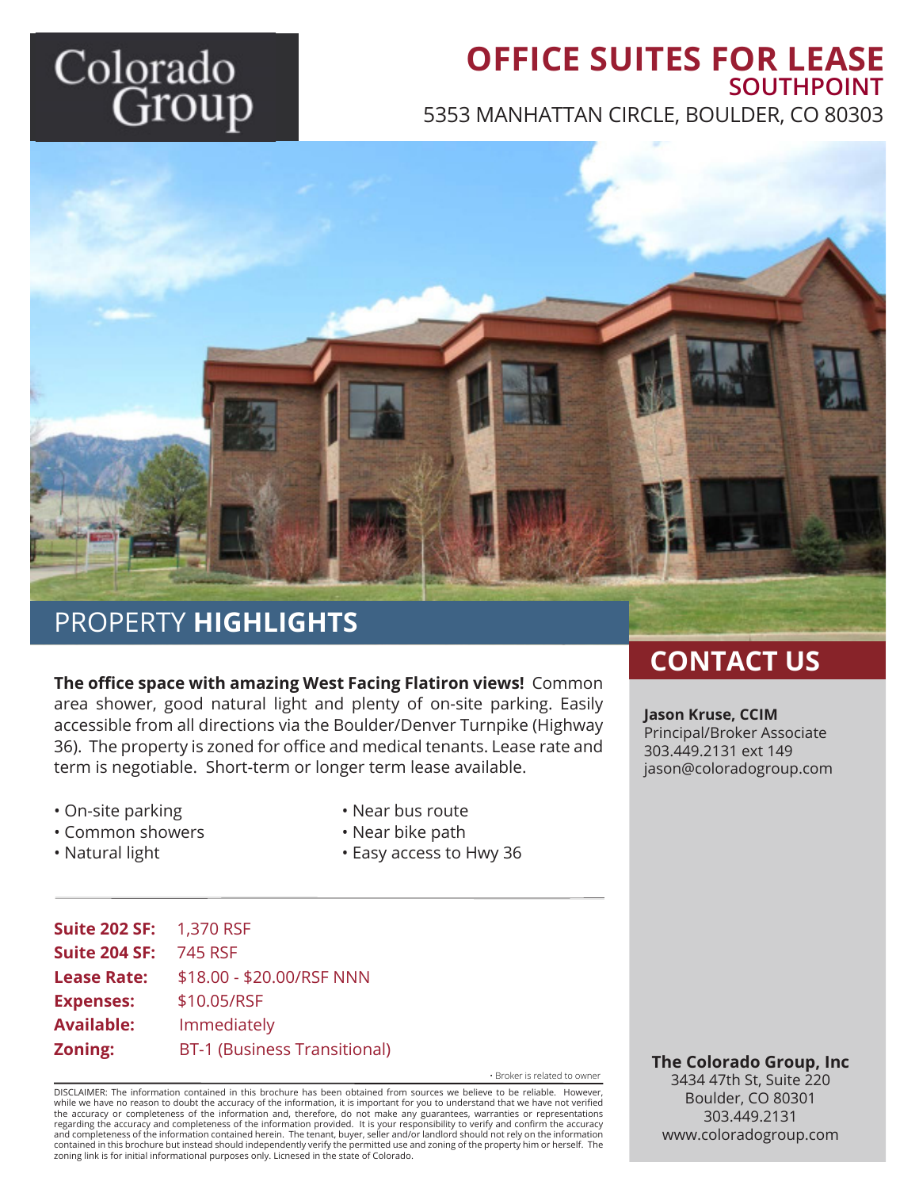Colorado Group

# OFFICE SUITES FOR LEASE

## SOUTHPOINT

5353 MANHATTAN CIRCLE, BOULDER, CO 80303

## PROPERTY **HIGHLIGHTS**

**The office space with amazing West Facing Flatiron views!** Common area shower, good natural light and plenty of on-site parking. Easily accessible from all directions via the Boulder/Denver Turnpike (Highway 36). The property is zoned for office and medical tenants. Lease rate and term is negotiable. Short-term or longer term lease available.

- On-site parking
- Common showers
- Natural light
- Near bus route
- Near bike path
- Easy access to Hwy 36

**Suite 202 SF:** 1,370 RSF
**Suite 204 SF:** 745 RSF
**Lease Rate:** $18.00 - $20.00/RSF NNN
**Expenses:** $10.05/RSF
**Available:** Immediately
**Zoning:** BT-1 (Business Transitional)

• Broker is related to owner

DISCLAIMER: The information contained in this brochure has been obtained from sources we believe to be reliable. However, while we have no reason to doubt the accuracy of the information, it is important for you to understand that we have not verified the accuracy or completeness of the information and, therefore, do not make any guarantees, warranties or representations regarding the accuracy and completeness of the information provided. It is your responsibility to verify and confirm the accuracy and completeness of the information contained herein. The tenant, buyer, seller and/or landlord should not rely on the information contained in this brochure but instead should independently verify the permitted use and zoning of the property him or herself. The zoning link is for initial informational purposes only. Licnesed in the state of Colorado.

## CONTACT US

**Jason Kruse, CCIM**
Principal/Broker Associate
303.449.2131 ext 149
jason@coloradogroup.com

**The Colorado Group, Inc**
3434 47th St, Suite 220
Boulder, CO 80301
303.449.2131
www.coloradogroup.com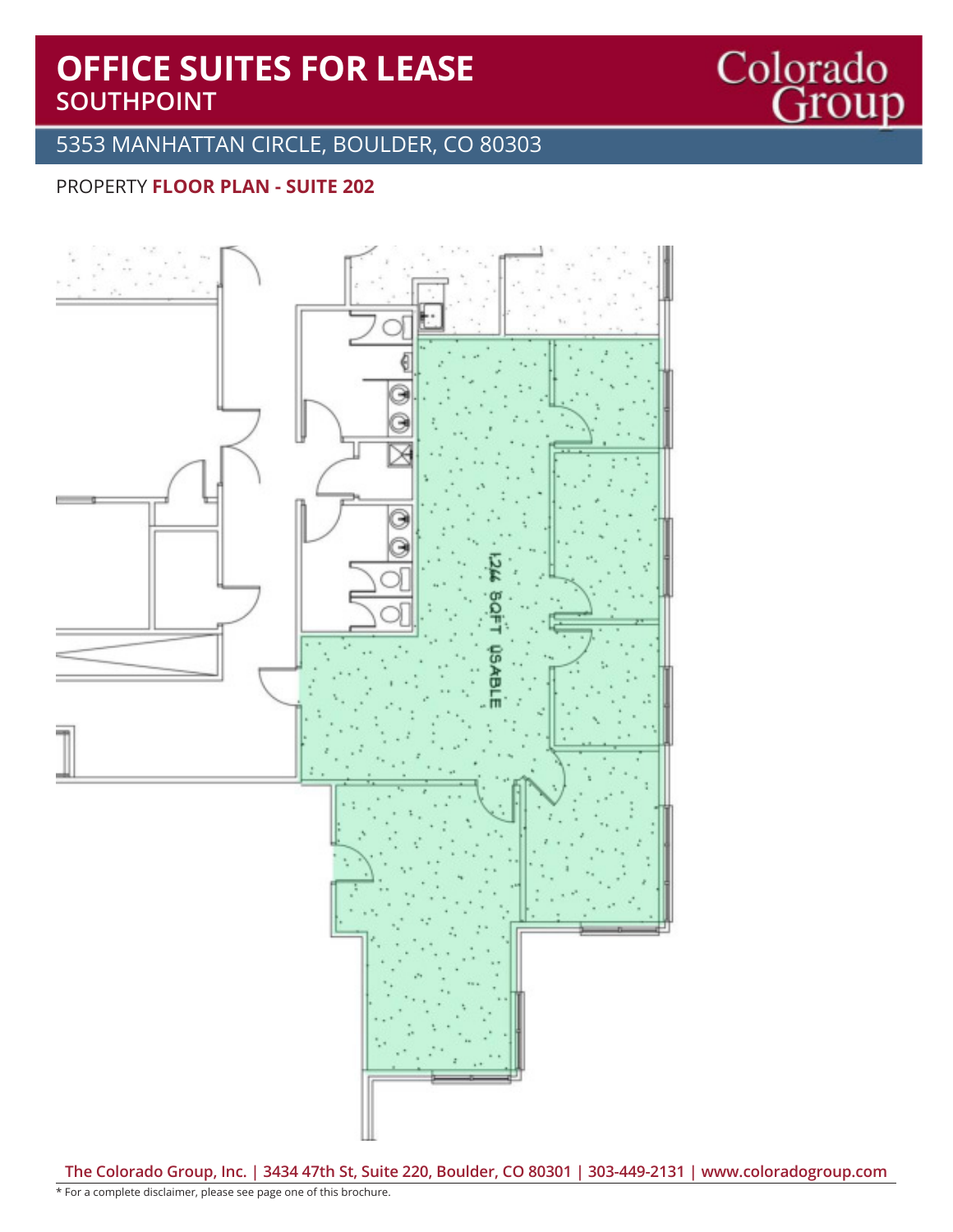# OFFICE SUITES FOR LEASE
## SOUTHPOINT

Colorado Group

5353 MANHATTAN CIRCLE, BOULDER, CO 80303

PROPERTY **FLOOR PLAN - SUITE 202**

1,244 SQFT USABLE

**The Colorado Group, Inc. | 3434 47th St, Suite 220, Boulder, CO 80301 | 303-449-2131 | www.coloradogroup.com**

* For a complete disclaimer, please see page one of this brochure.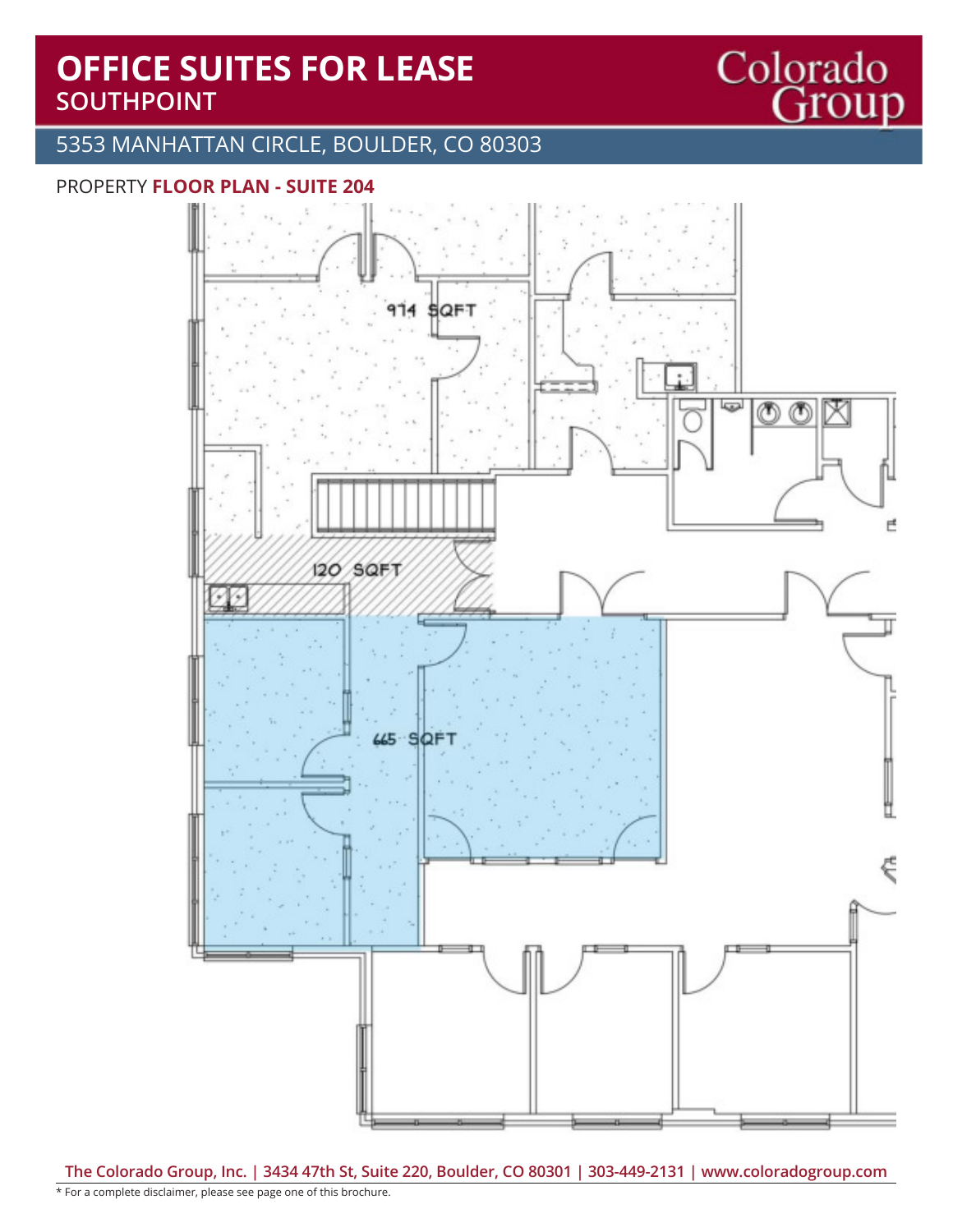# OFFICE SUITES FOR LEASE
## SOUTHPOINT

5353 MANHATTAN CIRCLE, BOULDER, CO 80303

PROPERTY **FLOOR PLAN - SUITE 204**

974 SQFT

120 SQFT

665 SQFT

**The Colorado Group, Inc. | 3434 47th St, Suite 220, Boulder, CO 80301 | 303-449-2131 | www.coloradogroup.com**

* For a complete disclaimer, please see page one of this brochure.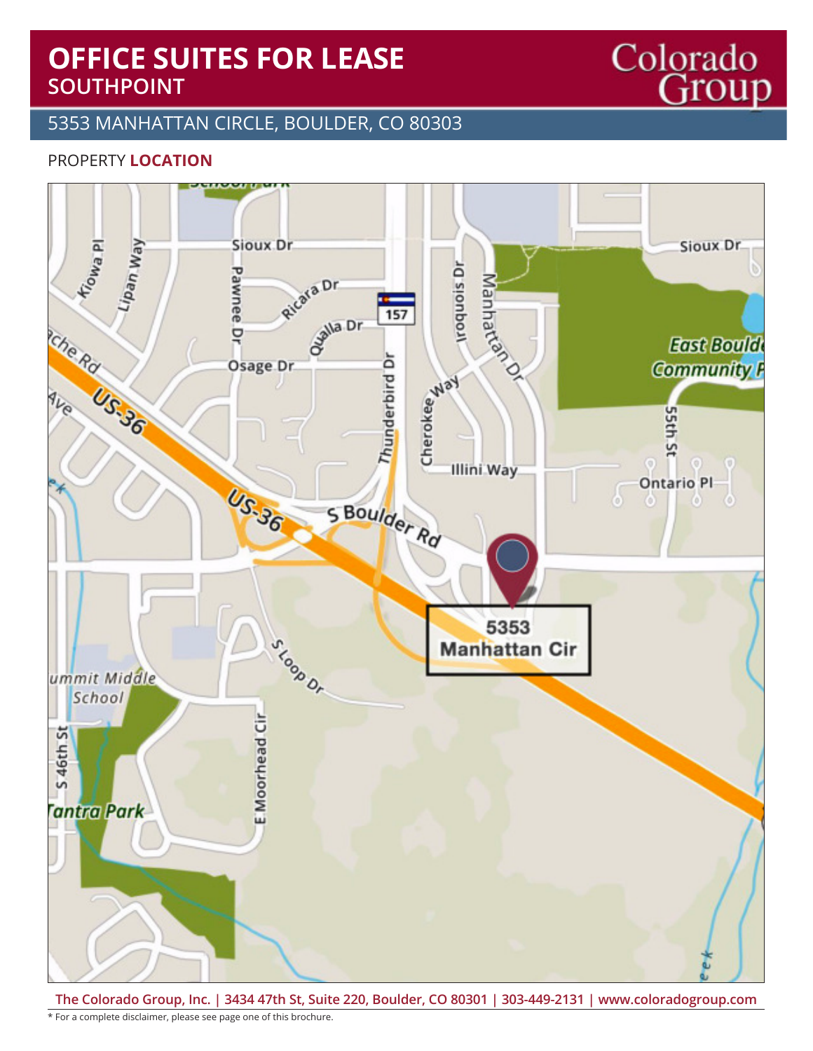# OFFICE SUITES FOR LEASE
## SOUTHPOINT

5353 MANHATTAN CIRCLE, BOULDER, CO 80303

PROPERTY **LOCATION**

5353
Manhattan Cir

The Colorado Group, Inc. | 3434 47th St, Suite 220, Boulder, CO 80301 | 303-449-2131 | www.coloradogroup.com

* For a complete disclaimer, please see page one of this brochure.